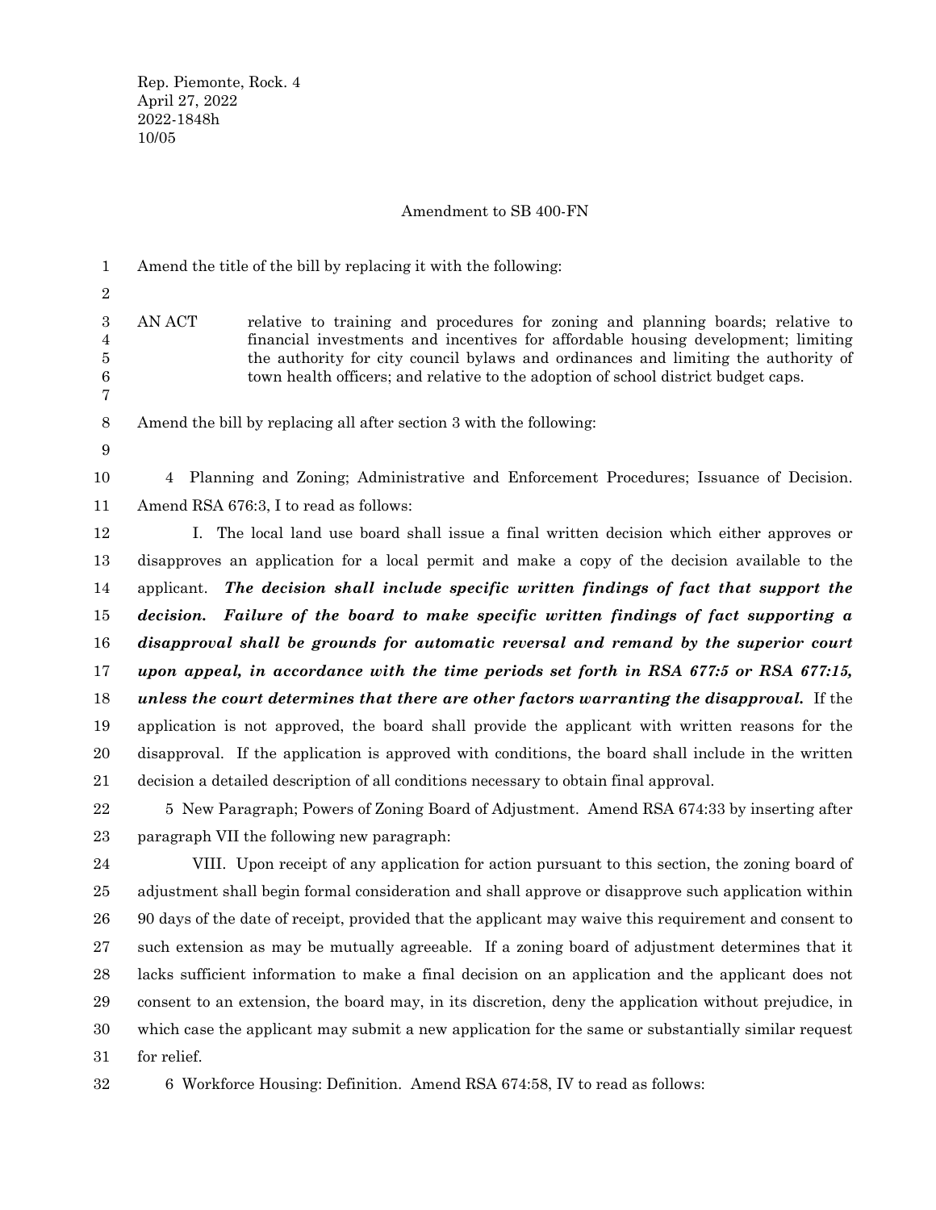Rep. Piemonte, Rock. 4
April 27, 2022
2022-1848h
10/05

Amendment to SB 400-FN

Amend the title of the bill by replacing it with the following:

AN ACT relative to training and procedures for zoning and planning boards; relative to financial investments and incentives for affordable housing development; limiting the authority for city council bylaws and ordinances and limiting the authority of town health officers; and relative to the adoption of school district budget caps.

Amend the bill by replacing all after section 3 with the following:

4 Planning and Zoning; Administrative and Enforcement Procedures; Issuance of Decision. Amend RSA 676:3, I to read as follows:

I. The local land use board shall issue a final written decision which either approves or disapproves an application for a local permit and make a copy of the decision available to the applicant. ***The decision shall include specific written findings of fact that support the decision. Failure of the board to make specific written findings of fact supporting a disapproval shall be grounds for automatic reversal and remand by the superior court upon appeal, in accordance with the time periods set forth in RSA 677:5 or RSA 677:15, unless the court determines that there are other factors warranting the disapproval.*** If the application is not approved, the board shall provide the applicant with written reasons for the disapproval. If the application is approved with conditions, the board shall include in the written decision a detailed description of all conditions necessary to obtain final approval.

5 New Paragraph; Powers of Zoning Board of Adjustment. Amend RSA 674:33 by inserting after paragraph VII the following new paragraph:

VIII. Upon receipt of any application for action pursuant to this section, the zoning board of adjustment shall begin formal consideration and shall approve or disapprove such application within 90 days of the date of receipt, provided that the applicant may waive this requirement and consent to such extension as may be mutually agreeable. If a zoning board of adjustment determines that it lacks sufficient information to make a final decision on an application and the applicant does not consent to an extension, the board may, in its discretion, deny the application without prejudice, in which case the applicant may submit a new application for the same or substantially similar request for relief.

6 Workforce Housing: Definition. Amend RSA 674:58, IV to read as follows: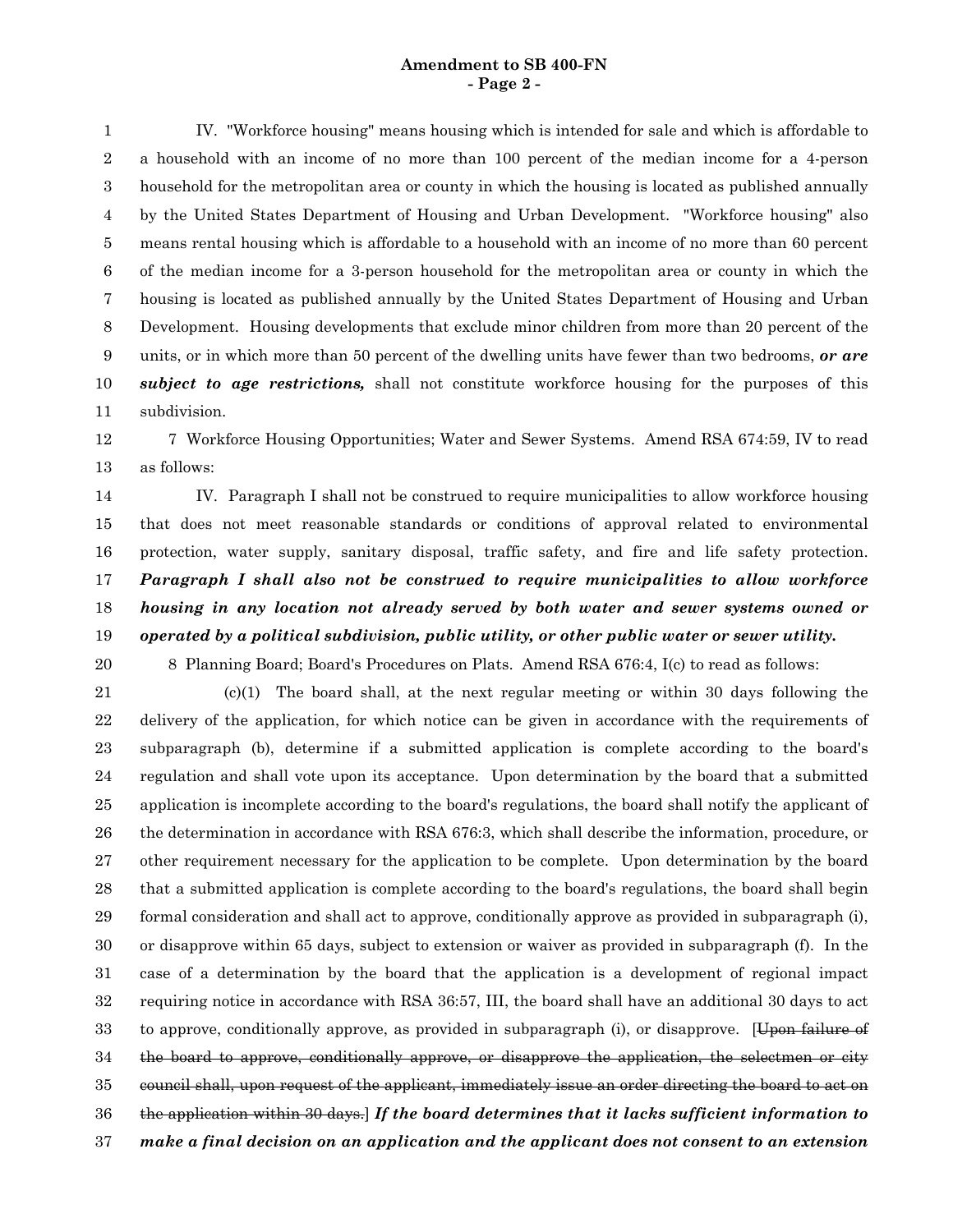IV. "Workforce housing" means housing which is intended for sale and which is affordable to a household with an income of no more than 100 percent of the median income for a 4-person household for the metropolitan area or county in which the housing is located as published annually by the United States Department of Housing and Urban Development. "Workforce housing" also means rental housing which is affordable to a household with an income of no more than 60 percent of the median income for a 3-person household for the metropolitan area or county in which the housing is located as published annually by the United States Department of Housing and Urban Development. Housing developments that exclude minor children from more than 20 percent of the units, or in which more than 50 percent of the dwelling units have fewer than two bedrooms, ***or are subject to age restrictions,*** shall not constitute workforce housing for the purposes of this subdivision.

7 Workforce Housing Opportunities; Water and Sewer Systems. Amend RSA 674:59, IV to read as follows:

IV. Paragraph I shall not be construed to require municipalities to allow workforce housing that does not meet reasonable standards or conditions of approval related to environmental protection, water supply, sanitary disposal, traffic safety, and fire and life safety protection. ***Paragraph I shall also not be construed to require municipalities to allow workforce housing in any location not already served by both water and sewer systems owned or operated by a political subdivision, public utility, or other public water or sewer utility.***

8 Planning Board; Board's Procedures on Plats. Amend RSA 676:4, I(c) to read as follows:

(c)(1) The board shall, at the next regular meeting or within 30 days following the delivery of the application, for which notice can be given in accordance with the requirements of subparagraph (b), determine if a submitted application is complete according to the board's regulation and shall vote upon its acceptance. Upon determination by the board that a submitted application is incomplete according to the board's regulations, the board shall notify the applicant of the determination in accordance with RSA 676:3, which shall describe the information, procedure, or other requirement necessary for the application to be complete. Upon determination by the board that a submitted application is complete according to the board's regulations, the board shall begin formal consideration and shall act to approve, conditionally approve as provided in subparagraph (i), or disapprove within 65 days, subject to extension or waiver as provided in subparagraph (f). In the case of a determination by the board that the application is a development of regional impact requiring notice in accordance with RSA 36:57, III, the board shall have an additional 30 days to act to approve, conditionally approve, as provided in subparagraph (i), or disapprove. [~~Upon failure of the board to approve, conditionally approve, or disapprove the application, the selectmen or city council shall, upon request of the applicant, immediately issue an order directing the board to act on the application within 30 days.~~] ***If the board determines that it lacks sufficient information to make a final decision on an application and the applicant does not consent to an extension***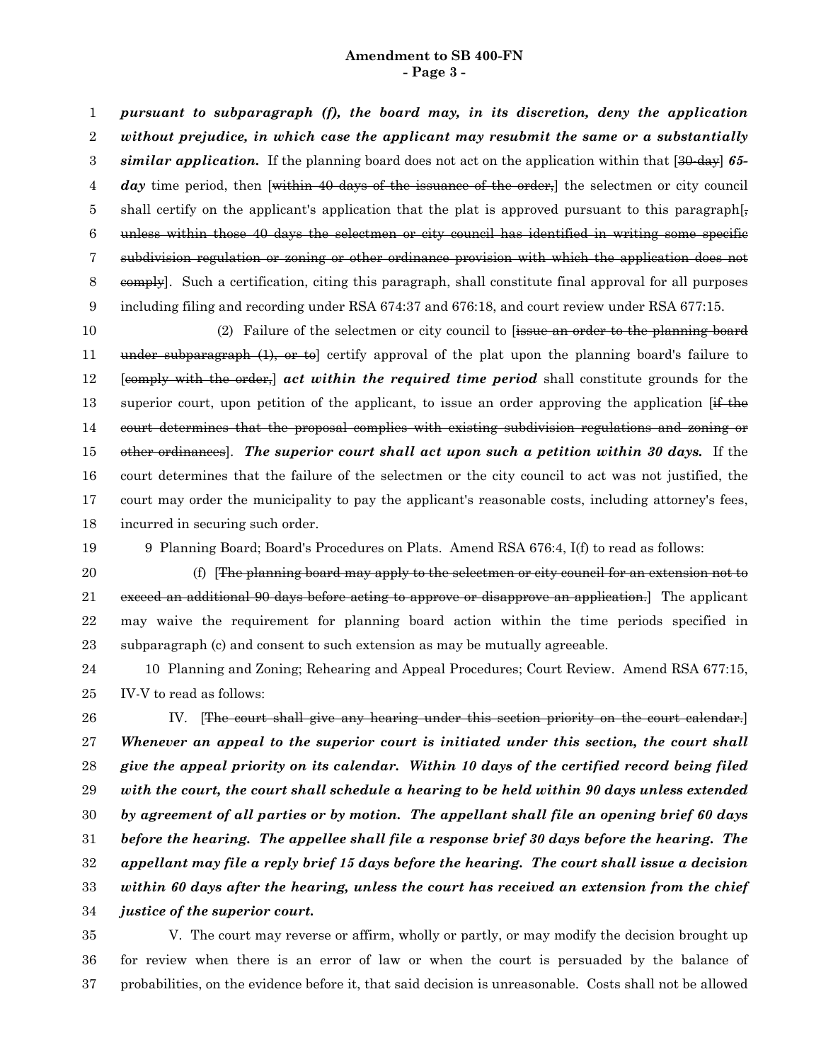***pursuant to subparagraph (f), the board may, in its discretion, deny the application without prejudice, in which case the applicant may resubmit the same or a substantially similar application.*** If the planning board does not act on the application within that [~~30-day~~] ***65-day*** time period, then [~~within 40 days of the issuance of the order,~~] the selectmen or city council shall certify on the applicant's application that the plat is approved pursuant to this paragraph[~~, unless within those 40 days the selectmen or city council has identified in writing some specific subdivision regulation or zoning or other ordinance provision with which the application does not comply~~]. Such a certification, citing this paragraph, shall constitute final approval for all purposes including filing and recording under RSA 674:37 and 676:18, and court review under RSA 677:15.

(2) Failure of the selectmen or city council to [~~issue an order to the planning board under subparagraph (1), or to~~] certify approval of the plat upon the planning board's failure to [~~comply with the order,~~] ***act within the required time period*** shall constitute grounds for the superior court, upon petition of the applicant, to issue an order approving the application [~~if the court determines that the proposal complies with existing subdivision regulations and zoning or other ordinances~~]. ***The superior court shall act upon such a petition within 30 days.*** If the court determines that the failure of the selectmen or the city council to act was not justified, the court may order the municipality to pay the applicant's reasonable costs, including attorney's fees, incurred in securing such order.

9 Planning Board; Board's Procedures on Plats. Amend RSA 676:4, I(f) to read as follows:

(f) [~~The planning board may apply to the selectmen or city council for an extension not to exceed an additional 90 days before acting to approve or disapprove an application.~~] The applicant may waive the requirement for planning board action within the time periods specified in subparagraph (c) and consent to such extension as may be mutually agreeable.

10 Planning and Zoning; Rehearing and Appeal Procedures; Court Review. Amend RSA 677:15, IV-V to read as follows:

IV. [~~The court shall give any hearing under this section priority on the court calendar.~~] ***Whenever an appeal to the superior court is initiated under this section, the court shall give the appeal priority on its calendar. Within 10 days of the certified record being filed with the court, the court shall schedule a hearing to be held within 90 days unless extended by agreement of all parties or by motion. The appellant shall file an opening brief 60 days before the hearing. The appellee shall file a response brief 30 days before the hearing. The appellant may file a reply brief 15 days before the hearing. The court shall issue a decision within 60 days after the hearing, unless the court has received an extension from the chief justice of the superior court.***

V. The court may reverse or affirm, wholly or partly, or may modify the decision brought up for review when there is an error of law or when the court is persuaded by the balance of probabilities, on the evidence before it, that said decision is unreasonable. Costs shall not be allowed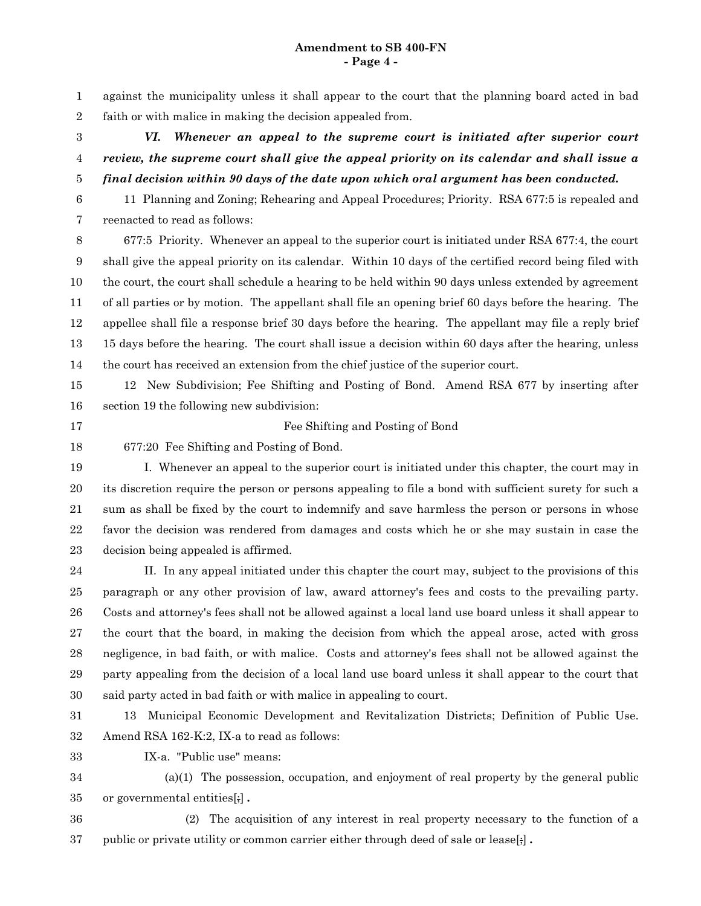against the municipality unless it shall appear to the court that the planning board acted in bad faith or with malice in making the decision appealed from.

***VI. Whenever an appeal to the supreme court is initiated after superior court review, the supreme court shall give the appeal priority on its calendar and shall issue a final decision within 90 days of the date upon which oral argument has been conducted.***

11 Planning and Zoning; Rehearing and Appeal Procedures; Priority. RSA 677:5 is repealed and reenacted to read as follows:

677:5 Priority. Whenever an appeal to the superior court is initiated under RSA 677:4, the court shall give the appeal priority on its calendar. Within 10 days of the certified record being filed with the court, the court shall schedule a hearing to be held within 90 days unless extended by agreement of all parties or by motion. The appellant shall file an opening brief 60 days before the hearing. The appellee shall file a response brief 30 days before the hearing. The appellant may file a reply brief 15 days before the hearing. The court shall issue a decision within 60 days after the hearing, unless the court has received an extension from the chief justice of the superior court.

12 New Subdivision; Fee Shifting and Posting of Bond. Amend RSA 677 by inserting after section 19 the following new subdivision:

Fee Shifting and Posting of Bond

677:20 Fee Shifting and Posting of Bond.

I. Whenever an appeal to the superior court is initiated under this chapter, the court may in its discretion require the person or persons appealing to file a bond with sufficient surety for such a sum as shall be fixed by the court to indemnify and save harmless the person or persons in whose favor the decision was rendered from damages and costs which he or she may sustain in case the decision being appealed is affirmed.

II. In any appeal initiated under this chapter the court may, subject to the provisions of this paragraph or any other provision of law, award attorney's fees and costs to the prevailing party. Costs and attorney's fees shall not be allowed against a local land use board unless it shall appear to the court that the board, in making the decision from which the appeal arose, acted with gross negligence, in bad faith, or with malice. Costs and attorney's fees shall not be allowed against the party appealing from the decision of a local land use board unless it shall appear to the court that said party acted in bad faith or with malice in appealing to court.

13 Municipal Economic Development and Revitalization Districts; Definition of Public Use. Amend RSA 162-K:2, IX-a to read as follows:

IX-a. "Public use" means:

(a)(1) The possession, occupation, and enjoyment of real property by the general public or governmental entities[;] **.**

(2) The acquisition of any interest in real property necessary to the function of a public or private utility or common carrier either through deed of sale or lease[;] **.**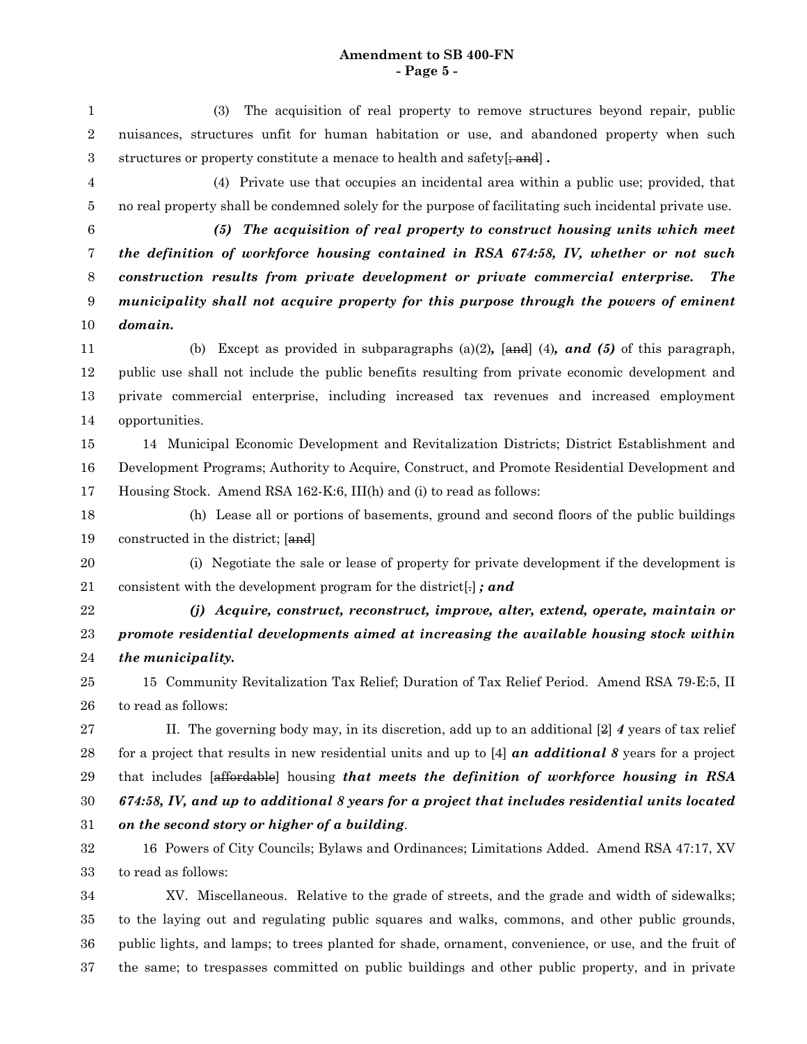(3) The acquisition of real property to remove structures beyond repair, public nuisances, structures unfit for human habitation or use, and abandoned property when such structures or property constitute a menace to health and safety[~~; and~~] *.*

(4) Private use that occupies an incidental area within a public use; provided, that no real property shall be condemned solely for the purpose of facilitating such incidental private use.

***(5) The acquisition of real property to construct housing units which meet the definition of workforce housing contained in RSA 674:58, IV, whether or not such construction results from private development or private commercial enterprise. The municipality shall not acquire property for this purpose through the powers of eminent domain.***

(b) Except as provided in subparagraphs (a)(2)***,*** [~~and~~] (4)***, and (5)*** of this paragraph, public use shall not include the public benefits resulting from private economic development and private commercial enterprise, including increased tax revenues and increased employment opportunities.

14 Municipal Economic Development and Revitalization Districts; District Establishment and Development Programs; Authority to Acquire, Construct, and Promote Residential Development and Housing Stock. Amend RSA 162-K:6, III(h) and (i) to read as follows:

(h) Lease all or portions of basements, ground and second floors of the public buildings constructed in the district; [~~and~~]

(i) Negotiate the sale or lease of property for private development if the development is consistent with the development program for the district[~~.~~] ***; and***

***(j) Acquire, construct, reconstruct, improve, alter, extend, operate, maintain or promote residential developments aimed at increasing the available housing stock within the municipality.***

15 Community Revitalization Tax Relief; Duration of Tax Relief Period. Amend RSA 79-E:5, II to read as follows:

II. The governing body may, in its discretion, add up to an additional [~~2~~] ***4*** years of tax relief for a project that results in new residential units and up to [4] ***an additional 8*** years for a project that includes [~~affordable~~] housing ***that meets the definition of workforce housing in RSA 674:58, IV, and up to additional 8 years for a project that includes residential units located on the second story or higher of a building***.

16 Powers of City Councils; Bylaws and Ordinances; Limitations Added. Amend RSA 47:17, XV to read as follows:

XV. Miscellaneous. Relative to the grade of streets, and the grade and width of sidewalks; to the laying out and regulating public squares and walks, commons, and other public grounds, public lights, and lamps; to trees planted for shade, ornament, convenience, or use, and the fruit of the same; to trespasses committed on public buildings and other public property, and in private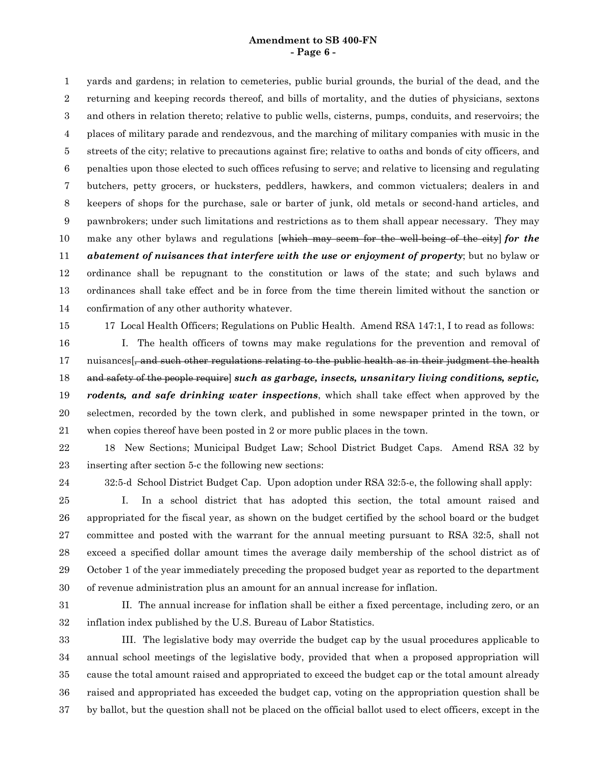yards and gardens; in relation to cemeteries, public burial grounds, the burial of the dead, and the returning and keeping records thereof, and bills of mortality, and the duties of physicians, sextons and others in relation thereto; relative to public wells, cisterns, pumps, conduits, and reservoirs; the places of military parade and rendezvous, and the marching of military companies with music in the streets of the city; relative to precautions against fire; relative to oaths and bonds of city officers, and penalties upon those elected to such offices refusing to serve; and relative to licensing and regulating butchers, petty grocers, or hucksters, peddlers, hawkers, and common victualers; dealers in and keepers of shops for the purchase, sale or barter of junk, old metals or second-hand articles, and pawnbrokers; under such limitations and restrictions as to them shall appear necessary. They may make any other bylaws and regulations [~~which may seem for the well-being of the city~~] ***for the abatement of nuisances that interfere with the use or enjoyment of property***; but no bylaw or ordinance shall be repugnant to the constitution or laws of the state; and such bylaws and ordinances shall take effect and be in force from the time therein limited without the sanction or confirmation of any other authority whatever.

17 Local Health Officers; Regulations on Public Health. Amend RSA 147:1, I to read as follows:

I. The health officers of towns may make regulations for the prevention and removal of nuisances[~~, and such other regulations relating to the public health as in their judgment the health and safety of the people require~~] ***such as garbage, insects, unsanitary living conditions, septic, rodents, and safe drinking water inspections***, which shall take effect when approved by the selectmen, recorded by the town clerk, and published in some newspaper printed in the town, or when copies thereof have been posted in 2 or more public places in the town.

18 New Sections; Municipal Budget Law; School District Budget Caps. Amend RSA 32 by inserting after section 5-c the following new sections:

32:5-d School District Budget Cap. Upon adoption under RSA 32:5-e, the following shall apply:

I. In a school district that has adopted this section, the total amount raised and appropriated for the fiscal year, as shown on the budget certified by the school board or the budget committee and posted with the warrant for the annual meeting pursuant to RSA 32:5, shall not exceed a specified dollar amount times the average daily membership of the school district as of October 1 of the year immediately preceding the proposed budget year as reported to the department of revenue administration plus an amount for an annual increase for inflation.

II. The annual increase for inflation shall be either a fixed percentage, including zero, or an inflation index published by the U.S. Bureau of Labor Statistics.

III. The legislative body may override the budget cap by the usual procedures applicable to annual school meetings of the legislative body, provided that when a proposed appropriation will cause the total amount raised and appropriated to exceed the budget cap or the total amount already raised and appropriated has exceeded the budget cap, voting on the appropriation question shall be by ballot, but the question shall not be placed on the official ballot used to elect officers, except in the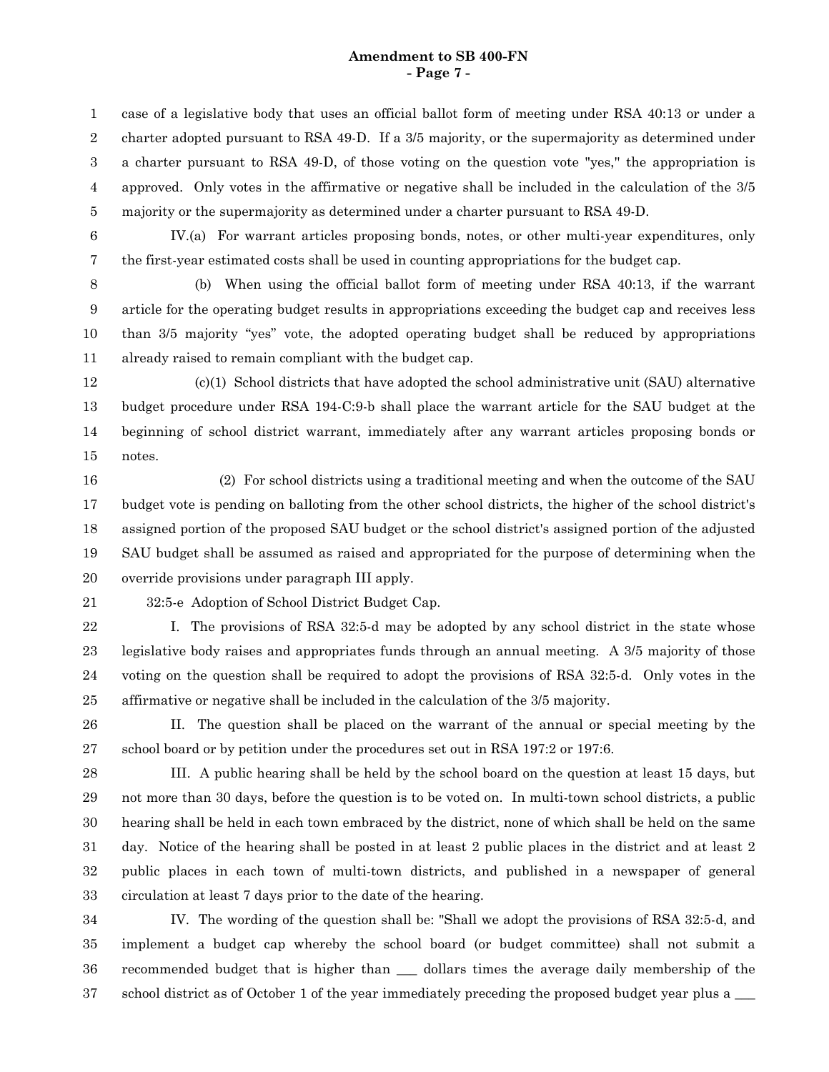case of a legislative body that uses an official ballot form of meeting under RSA 40:13 or under a charter adopted pursuant to RSA 49-D. If a 3/5 majority, or the supermajority as determined under a charter pursuant to RSA 49-D, of those voting on the question vote "yes," the appropriation is approved. Only votes in the affirmative or negative shall be included in the calculation of the 3/5 majority or the supermajority as determined under a charter pursuant to RSA 49-D.

IV.(a) For warrant articles proposing bonds, notes, or other multi-year expenditures, only the first-year estimated costs shall be used in counting appropriations for the budget cap.

(b) When using the official ballot form of meeting under RSA 40:13, if the warrant article for the operating budget results in appropriations exceeding the budget cap and receives less than 3/5 majority "yes" vote, the adopted operating budget shall be reduced by appropriations already raised to remain compliant with the budget cap.

(c)(1) School districts that have adopted the school administrative unit (SAU) alternative budget procedure under RSA 194-C:9-b shall place the warrant article for the SAU budget at the beginning of school district warrant, immediately after any warrant articles proposing bonds or notes.

(2) For school districts using a traditional meeting and when the outcome of the SAU budget vote is pending on balloting from the other school districts, the higher of the school district's assigned portion of the proposed SAU budget or the school district's assigned portion of the adjusted SAU budget shall be assumed as raised and appropriated for the purpose of determining when the override provisions under paragraph III apply.

32:5-e Adoption of School District Budget Cap.

I. The provisions of RSA 32:5-d may be adopted by any school district in the state whose legislative body raises and appropriates funds through an annual meeting. A 3/5 majority of those voting on the question shall be required to adopt the provisions of RSA 32:5-d. Only votes in the affirmative or negative shall be included in the calculation of the 3/5 majority.

II. The question shall be placed on the warrant of the annual or special meeting by the school board or by petition under the procedures set out in RSA 197:2 or 197:6.

III. A public hearing shall be held by the school board on the question at least 15 days, but not more than 30 days, before the question is to be voted on. In multi-town school districts, a public hearing shall be held in each town embraced by the district, none of which shall be held on the same day. Notice of the hearing shall be posted in at least 2 public places in the district and at least 2 public places in each town of multi-town districts, and published in a newspaper of general circulation at least 7 days prior to the date of the hearing.

IV. The wording of the question shall be: "Shall we adopt the provisions of RSA 32:5-d, and implement a budget cap whereby the school board (or budget committee) shall not submit a recommended budget that is higher than ___ dollars times the average daily membership of the school district as of October 1 of the year immediately preceding the proposed budget year plus a ___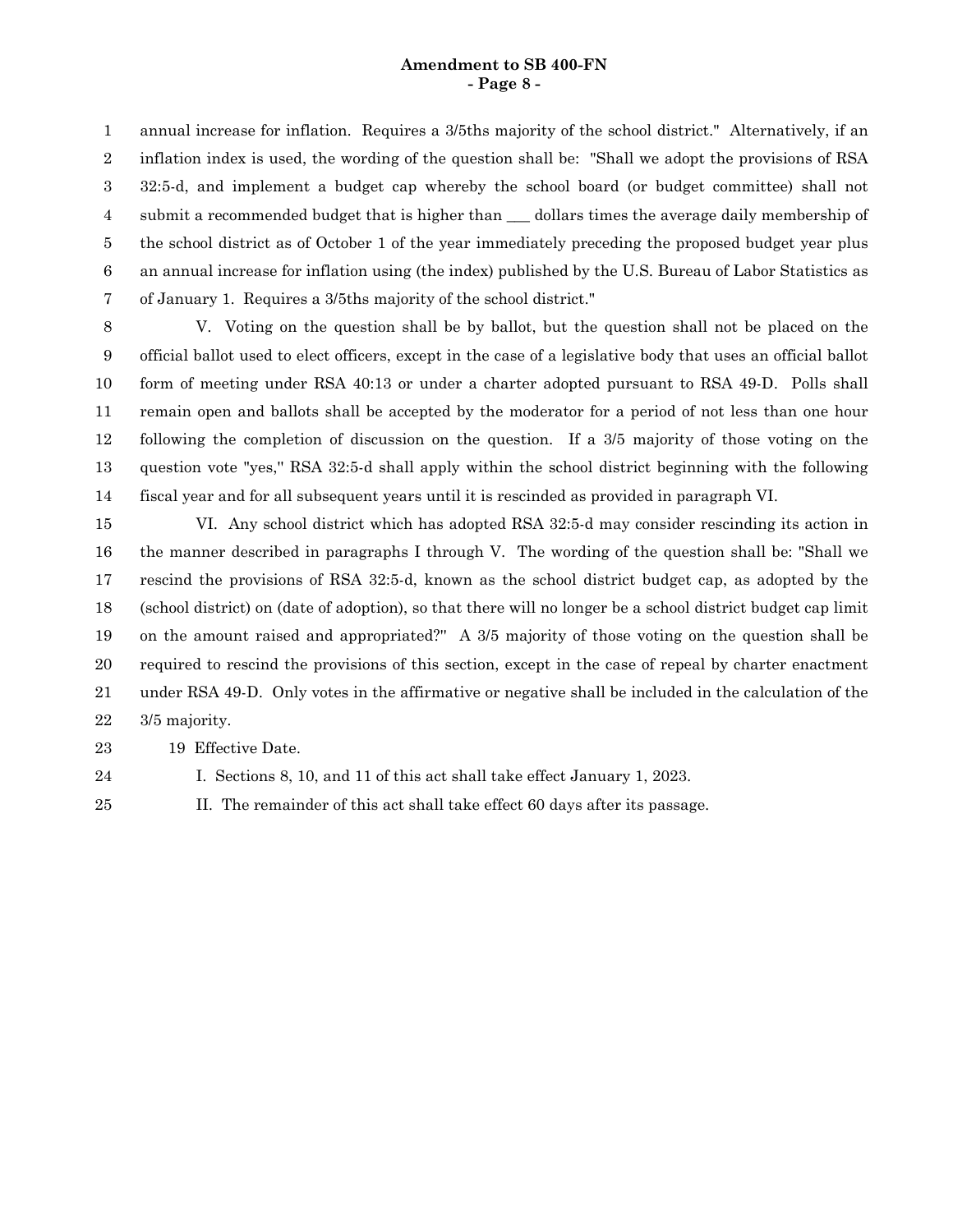annual increase for inflation. Requires a 3/5ths majority of the school district." Alternatively, if an inflation index is used, the wording of the question shall be: "Shall we adopt the provisions of RSA 32:5-d, and implement a budget cap whereby the school board (or budget committee) shall not submit a recommended budget that is higher than ___ dollars times the average daily membership of the school district as of October 1 of the year immediately preceding the proposed budget year plus an annual increase for inflation using (the index) published by the U.S. Bureau of Labor Statistics as of January 1. Requires a 3/5ths majority of the school district."

V. Voting on the question shall be by ballot, but the question shall not be placed on the official ballot used to elect officers, except in the case of a legislative body that uses an official ballot form of meeting under RSA 40:13 or under a charter adopted pursuant to RSA 49-D. Polls shall remain open and ballots shall be accepted by the moderator for a period of not less than one hour following the completion of discussion on the question. If a 3/5 majority of those voting on the question vote "yes," RSA 32:5-d shall apply within the school district beginning with the following fiscal year and for all subsequent years until it is rescinded as provided in paragraph VI.

VI. Any school district which has adopted RSA 32:5-d may consider rescinding its action in the manner described in paragraphs I through V. The wording of the question shall be: "Shall we rescind the provisions of RSA 32:5-d, known as the school district budget cap, as adopted by the (school district) on (date of adoption), so that there will no longer be a school district budget cap limit on the amount raised and appropriated?" A 3/5 majority of those voting on the question shall be required to rescind the provisions of this section, except in the case of repeal by charter enactment under RSA 49-D. Only votes in the affirmative or negative shall be included in the calculation of the 3/5 majority.

19 Effective Date.

I. Sections 8, 10, and 11 of this act shall take effect January 1, 2023.

II. The remainder of this act shall take effect 60 days after its passage.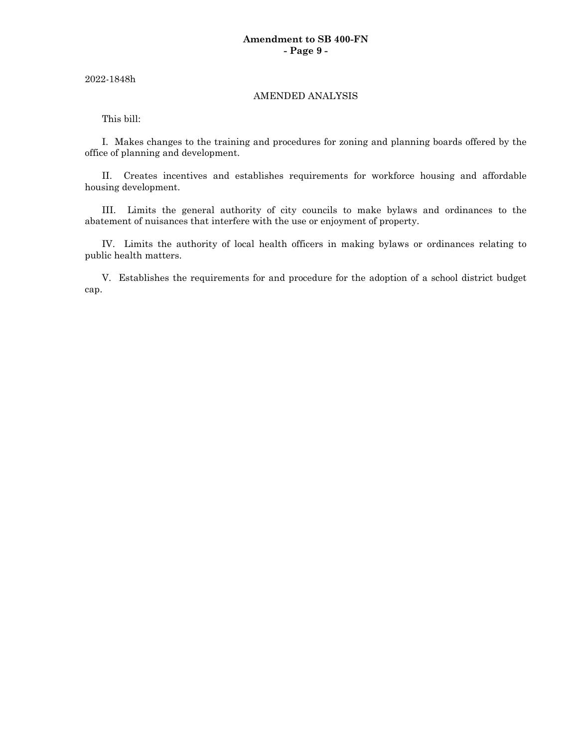2022-1848h

## AMENDED ANALYSIS

This bill:

I. Makes changes to the training and procedures for zoning and planning boards offered by the office of planning and development.

II. Creates incentives and establishes requirements for workforce housing and affordable housing development.

III. Limits the general authority of city councils to make bylaws and ordinances to the abatement of nuisances that interfere with the use or enjoyment of property.

IV. Limits the authority of local health officers in making bylaws or ordinances relating to public health matters.

V. Establishes the requirements for and procedure for the adoption of a school district budget cap.